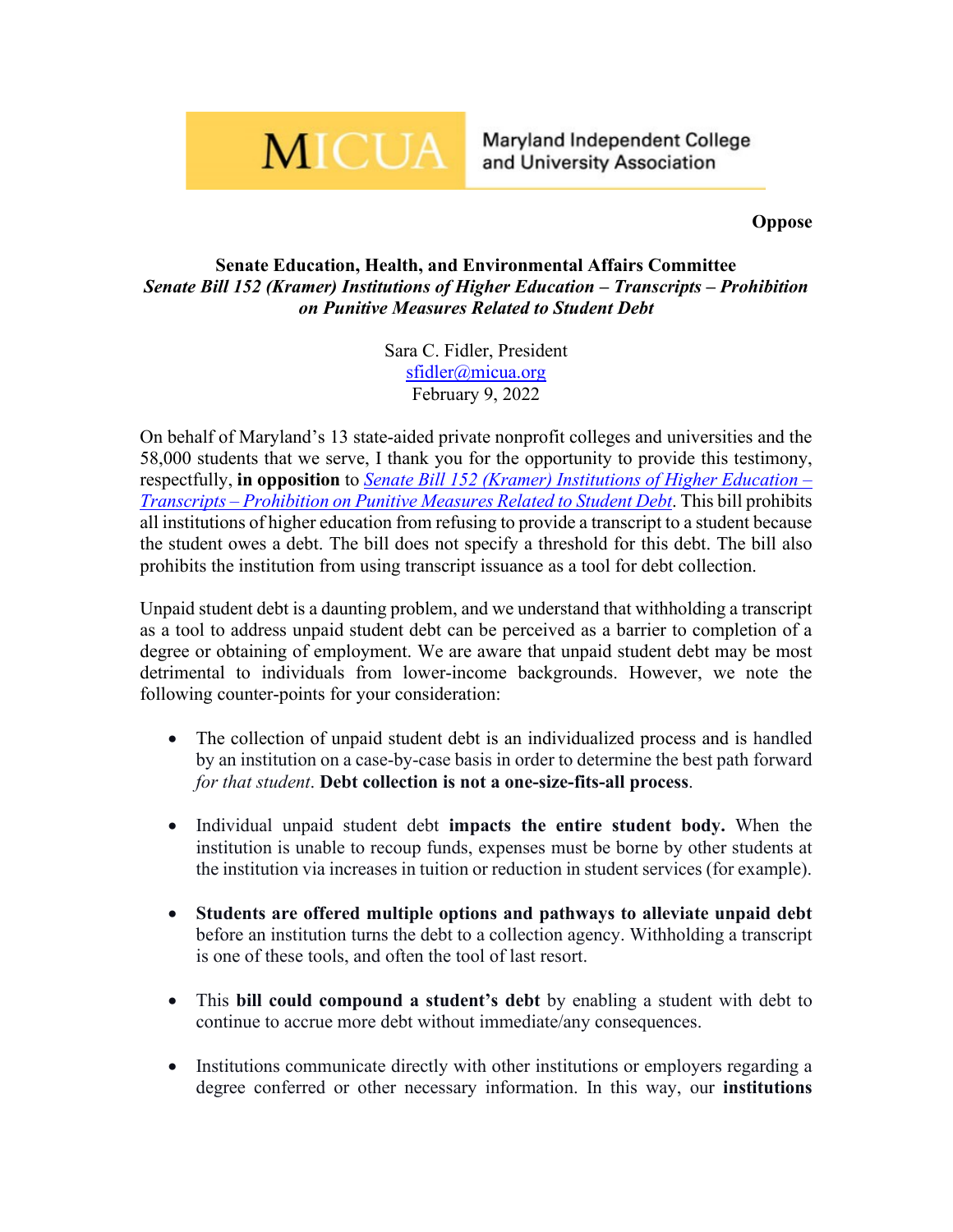**MICUA** Maryland Independent College and University Association

**Oppose**

**Senate Education, Health, and Environmental Affairs Committee**
***Senate Bill 152 (Kramer) Institutions of Higher Education – Transcripts – Prohibition on Punitive Measures Related to Student Debt***

Sara C. Fidler, President
sfidler@micua.org
February 9, 2022

On behalf of Maryland's 13 state-aided private nonprofit colleges and universities and the 58,000 students that we serve, I thank you for the opportunity to provide this testimony, respectfully, **in opposition** to *Senate Bill 152 (Kramer) Institutions of Higher Education – Transcripts – Prohibition on Punitive Measures Related to Student Debt*. This bill prohibits all institutions of higher education from refusing to provide a transcript to a student because the student owes a debt. The bill does not specify a threshold for this debt. The bill also prohibits the institution from using transcript issuance as a tool for debt collection.

Unpaid student debt is a daunting problem, and we understand that withholding a transcript as a tool to address unpaid student debt can be perceived as a barrier to completion of a degree or obtaining of employment. We are aware that unpaid student debt may be most detrimental to individuals from lower-income backgrounds. However, we note the following counter-points for your consideration:

- The collection of unpaid student debt is an individualized process and is handled by an institution on a case-by-case basis in order to determine the best path forward *for that student*. **Debt collection is not a one-size-fits-all process**.
- Individual unpaid student debt **impacts the entire student body.** When the institution is unable to recoup funds, expenses must be borne by other students at the institution via increases in tuition or reduction in student services (for example).
- **Students are offered multiple options and pathways to alleviate unpaid debt** before an institution turns the debt to a collection agency. Withholding a transcript is one of these tools, and often the tool of last resort.
- This **bill could compound a student's debt** by enabling a student with debt to continue to accrue more debt without immediate/any consequences.
- Institutions communicate directly with other institutions or employers regarding a degree conferred or other necessary information. In this way, our **institutions**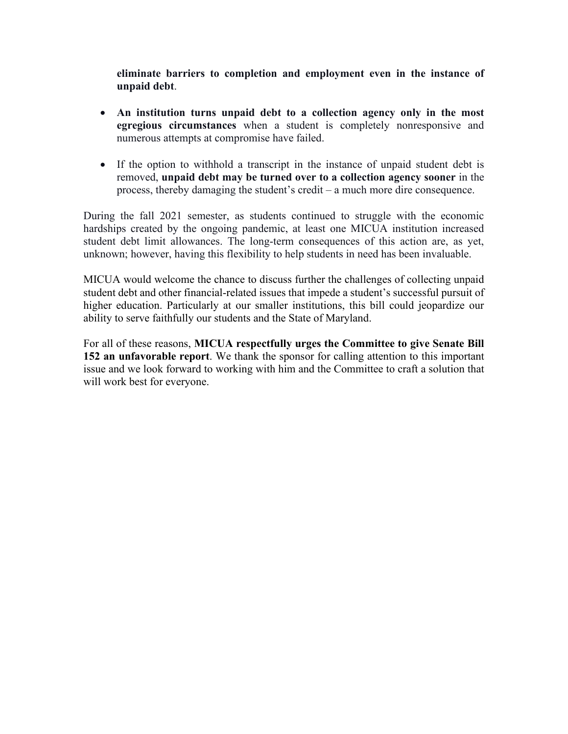**eliminate barriers to completion and employment even in the instance of unpaid debt**.

- **An institution turns unpaid debt to a collection agency only in the most egregious circumstances** when a student is completely nonresponsive and numerous attempts at compromise have failed.

- If the option to withhold a transcript in the instance of unpaid student debt is removed, **unpaid debt may be turned over to a collection agency sooner** in the process, thereby damaging the student's credit – a much more dire consequence.

During the fall 2021 semester, as students continued to struggle with the economic hardships created by the ongoing pandemic, at least one MICUA institution increased student debt limit allowances. The long-term consequences of this action are, as yet, unknown; however, having this flexibility to help students in need has been invaluable.

MICUA would welcome the chance to discuss further the challenges of collecting unpaid student debt and other financial-related issues that impede a student's successful pursuit of higher education. Particularly at our smaller institutions, this bill could jeopardize our ability to serve faithfully our students and the State of Maryland.

For all of these reasons, **MICUA respectfully urges the Committee to give Senate Bill 152 an unfavorable report**. We thank the sponsor for calling attention to this important issue and we look forward to working with him and the Committee to craft a solution that will work best for everyone.